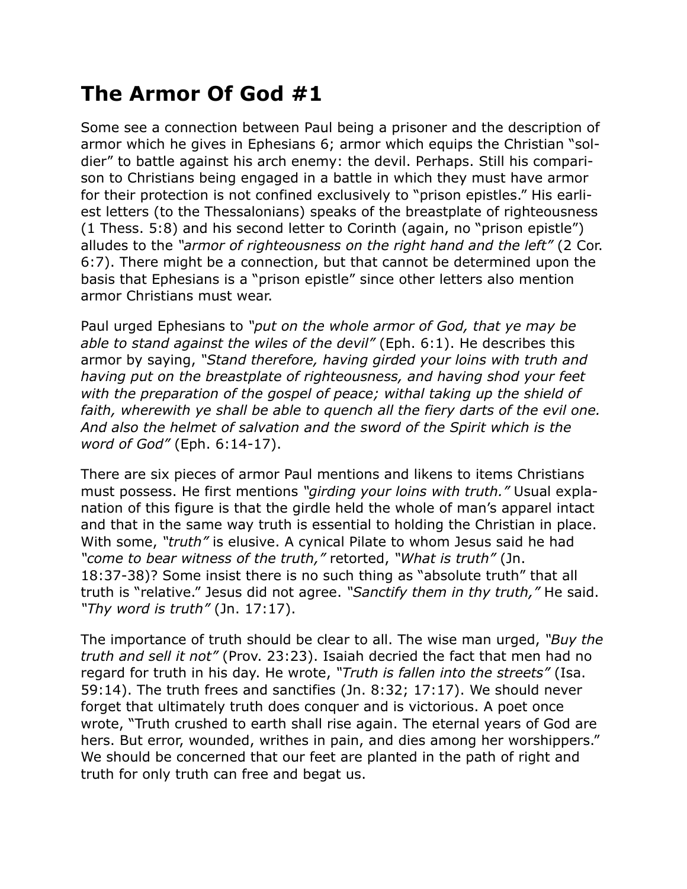# The Armor Of God #1

Some see a connection between Paul being a prisoner and the description of armor which he gives in Ephesians 6; armor which equips the Christian "soldier" to battle against his arch enemy: the devil. Perhaps. Still his comparison to Christians being engaged in a battle in which they must have armor for their protection is not confined exclusively to "prison epistles." His earliest letters (to the Thessalonians) speaks of the breastplate of righteousness (1 Thess. 5:8) and his second letter to Corinth (again, no "prison epistle") alludes to the *"armor of righteousness on the right hand and the left"* (2 Cor. 6:7). There might be a connection, but that cannot be determined upon the basis that Ephesians is a "prison epistle" since other letters also mention armor Christians must wear.

Paul urged Ephesians to *"put on the whole armor of God, that ye may be able to stand against the wiles of the devil"* (Eph. 6:1). He describes this armor by saying, *"Stand therefore, having girded your loins with truth and having put on the breastplate of righteousness, and having shod your feet with the preparation of the gospel of peace; withal taking up the shield of faith, wherewith ye shall be able to quench all the fiery darts of the evil one. And also the helmet of salvation and the sword of the Spirit which is the word of God"* (Eph. 6:14-17).

There are six pieces of armor Paul mentions and likens to items Christians must possess. He first mentions *"girding your loins with truth."* Usual explanation of this figure is that the girdle held the whole of man's apparel intact and that in the same way truth is essential to holding the Christian in place. With some, *"truth"* is elusive. A cynical Pilate to whom Jesus said he had *"come to bear witness of the truth,"* retorted, *"What is truth"* (Jn. 18:37-38)? Some insist there is no such thing as "absolute truth" that all truth is "relative." Jesus did not agree. *"Sanctify them in thy truth,"* He said. *"Thy word is truth"* (Jn. 17:17).

The importance of truth should be clear to all. The wise man urged, *"Buy the truth and sell it not"* (Prov. 23:23). Isaiah decried the fact that men had no regard for truth in his day. He wrote, *"Truth is fallen into the streets"* (Isa. 59:14). The truth frees and sanctifies (Jn. 8:32; 17:17). We should never forget that ultimately truth does conquer and is victorious. A poet once wrote, "Truth crushed to earth shall rise again. The eternal years of God are hers. But error, wounded, writhes in pain, and dies among her worshippers." We should be concerned that our feet are planted in the path of right and truth for only truth can free and begat us.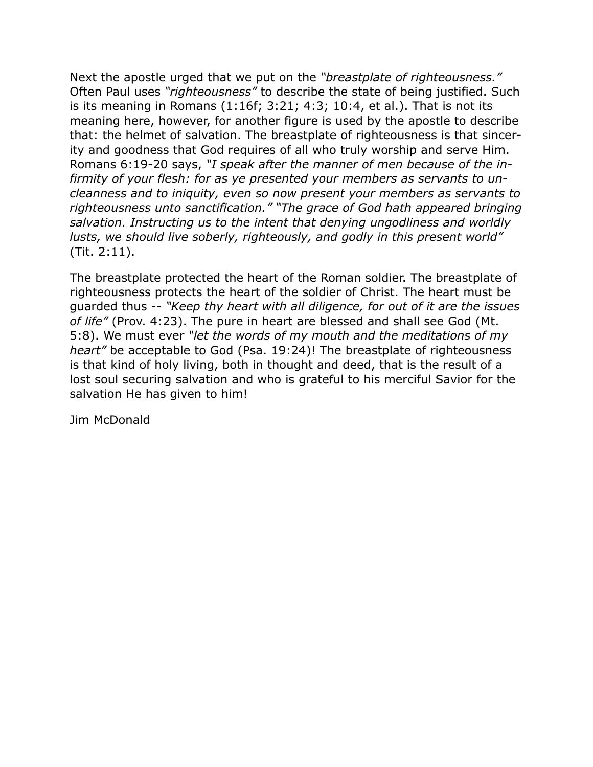Next the apostle urged that we put on the *"breastplate of righteousness."* Often Paul uses *"righteousness"* to describe the state of being justified. Such is its meaning in Romans (1:16f; 3:21; 4:3; 10:4, et al.). That is not its meaning here, however, for another figure is used by the apostle to describe that: the helmet of salvation. The breastplate of righteousness is that sincerity and goodness that God requires of all who truly worship and serve Him. Romans 6:19-20 says, *"I speak after the manner of men because of the infirmity of your flesh: for as ye presented your members as servants to uncleanness and to iniquity, even so now present your members as servants to righteousness unto sanctification." "The grace of God hath appeared bringing salvation. Instructing us to the intent that denying ungodliness and worldly lusts, we should live soberly, righteously, and godly in this present world"* (Tit. 2:11).

The breastplate protected the heart of the Roman soldier. The breastplate of righteousness protects the heart of the soldier of Christ. The heart must be guarded thus -- *"Keep thy heart with all diligence, for out of it are the issues of life"* (Prov. 4:23). The pure in heart are blessed and shall see God (Mt. 5:8). We must ever *"let the words of my mouth and the meditations of my heart"* be acceptable to God (Psa. 19:24)! The breastplate of righteousness is that kind of holy living, both in thought and deed, that is the result of a lost soul securing salvation and who is grateful to his merciful Savior for the salvation He has given to him!

Jim McDonald